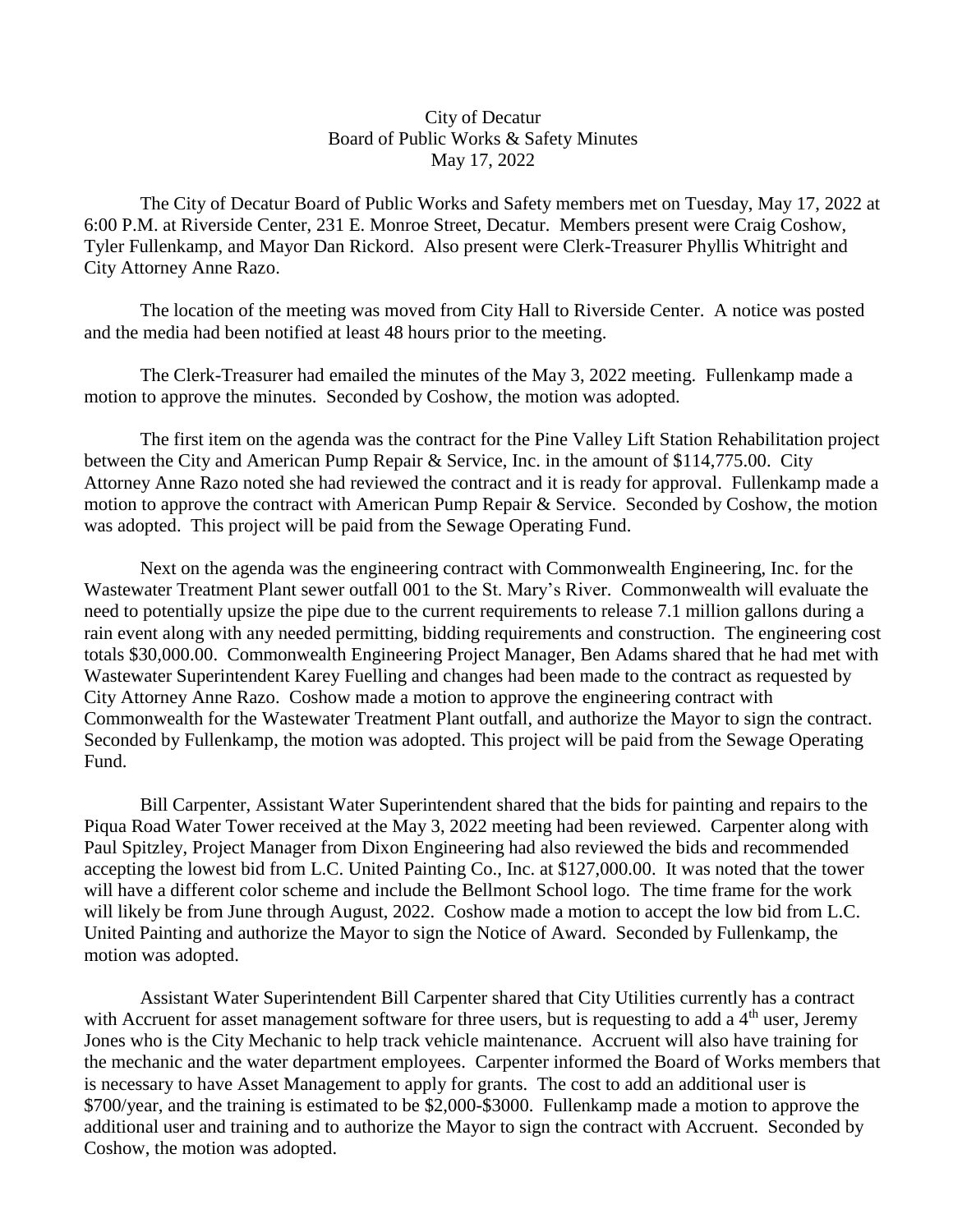City of Decatur
Board of Public Works & Safety Minutes
May 17, 2022

The City of Decatur Board of Public Works and Safety members met on Tuesday, May 17, 2022 at 6:00 P.M. at Riverside Center, 231 E. Monroe Street, Decatur. Members present were Craig Coshow, Tyler Fullenkamp, and Mayor Dan Rickord. Also present were Clerk-Treasurer Phyllis Whitright and City Attorney Anne Razo.

The location of the meeting was moved from City Hall to Riverside Center. A notice was posted and the media had been notified at least 48 hours prior to the meeting.

The Clerk-Treasurer had emailed the minutes of the May 3, 2022 meeting. Fullenkamp made a motion to approve the minutes. Seconded by Coshow, the motion was adopted.

The first item on the agenda was the contract for the Pine Valley Lift Station Rehabilitation project between the City and American Pump Repair & Service, Inc. in the amount of $114,775.00. City Attorney Anne Razo noted she had reviewed the contract and it is ready for approval. Fullenkamp made a motion to approve the contract with American Pump Repair & Service. Seconded by Coshow, the motion was adopted. This project will be paid from the Sewage Operating Fund.

Next on the agenda was the engineering contract with Commonwealth Engineering, Inc. for the Wastewater Treatment Plant sewer outfall 001 to the St. Mary's River. Commonwealth will evaluate the need to potentially upsize the pipe due to the current requirements to release 7.1 million gallons during a rain event along with any needed permitting, bidding requirements and construction. The engineering cost totals $30,000.00. Commonwealth Engineering Project Manager, Ben Adams shared that he had met with Wastewater Superintendent Karey Fuelling and changes had been made to the contract as requested by City Attorney Anne Razo. Coshow made a motion to approve the engineering contract with Commonwealth for the Wastewater Treatment Plant outfall, and authorize the Mayor to sign the contract. Seconded by Fullenkamp, the motion was adopted. This project will be paid from the Sewage Operating Fund.

Bill Carpenter, Assistant Water Superintendent shared that the bids for painting and repairs to the Piqua Road Water Tower received at the May 3, 2022 meeting had been reviewed. Carpenter along with Paul Spitzley, Project Manager from Dixon Engineering had also reviewed the bids and recommended accepting the lowest bid from L.C. United Painting Co., Inc. at $127,000.00. It was noted that the tower will have a different color scheme and include the Bellmont School logo. The time frame for the work will likely be from June through August, 2022. Coshow made a motion to accept the low bid from L.C. United Painting and authorize the Mayor to sign the Notice of Award. Seconded by Fullenkamp, the motion was adopted.

Assistant Water Superintendent Bill Carpenter shared that City Utilities currently has a contract with Accruent for asset management software for three users, but is requesting to add a 4th user, Jeremy Jones who is the City Mechanic to help track vehicle maintenance. Accruent will also have training for the mechanic and the water department employees. Carpenter informed the Board of Works members that is necessary to have Asset Management to apply for grants. The cost to add an additional user is $700/year, and the training is estimated to be $2,000-$3000. Fullenkamp made a motion to approve the additional user and training and to authorize the Mayor to sign the contract with Accruent. Seconded by Coshow, the motion was adopted.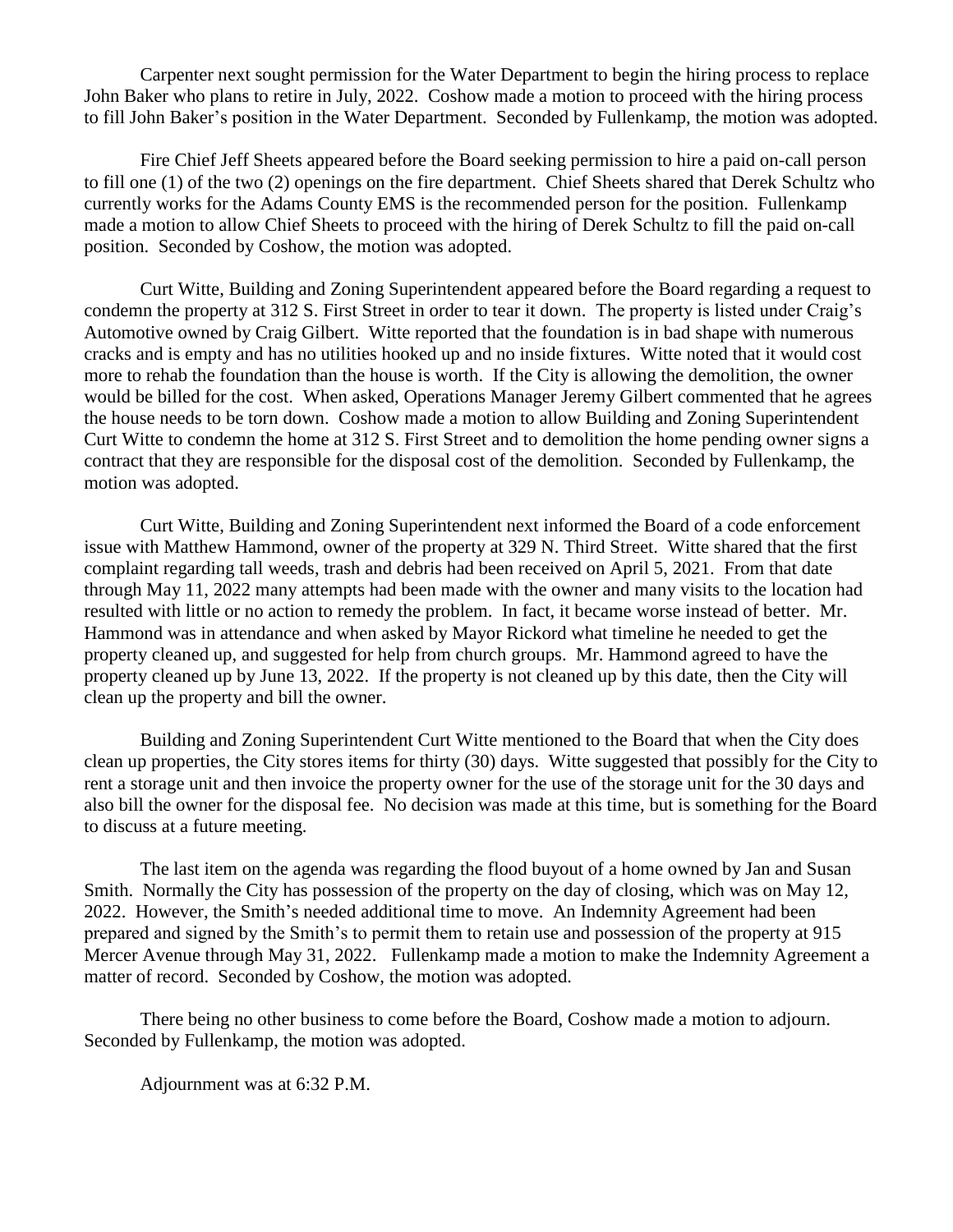Carpenter next sought permission for the Water Department to begin the hiring process to replace John Baker who plans to retire in July, 2022. Coshow made a motion to proceed with the hiring process to fill John Baker's position in the Water Department. Seconded by Fullenkamp, the motion was adopted.

Fire Chief Jeff Sheets appeared before the Board seeking permission to hire a paid on-call person to fill one (1) of the two (2) openings on the fire department. Chief Sheets shared that Derek Schultz who currently works for the Adams County EMS is the recommended person for the position. Fullenkamp made a motion to allow Chief Sheets to proceed with the hiring of Derek Schultz to fill the paid on-call position. Seconded by Coshow, the motion was adopted.

Curt Witte, Building and Zoning Superintendent appeared before the Board regarding a request to condemn the property at 312 S. First Street in order to tear it down. The property is listed under Craig's Automotive owned by Craig Gilbert. Witte reported that the foundation is in bad shape with numerous cracks and is empty and has no utilities hooked up and no inside fixtures. Witte noted that it would cost more to rehab the foundation than the house is worth. If the City is allowing the demolition, the owner would be billed for the cost. When asked, Operations Manager Jeremy Gilbert commented that he agrees the house needs to be torn down. Coshow made a motion to allow Building and Zoning Superintendent Curt Witte to condemn the home at 312 S. First Street and to demolition the home pending owner signs a contract that they are responsible for the disposal cost of the demolition. Seconded by Fullenkamp, the motion was adopted.

Curt Witte, Building and Zoning Superintendent next informed the Board of a code enforcement issue with Matthew Hammond, owner of the property at 329 N. Third Street. Witte shared that the first complaint regarding tall weeds, trash and debris had been received on April 5, 2021. From that date through May 11, 2022 many attempts had been made with the owner and many visits to the location had resulted with little or no action to remedy the problem. In fact, it became worse instead of better. Mr. Hammond was in attendance and when asked by Mayor Rickord what timeline he needed to get the property cleaned up, and suggested for help from church groups. Mr. Hammond agreed to have the property cleaned up by June 13, 2022. If the property is not cleaned up by this date, then the City will clean up the property and bill the owner.

Building and Zoning Superintendent Curt Witte mentioned to the Board that when the City does clean up properties, the City stores items for thirty (30) days. Witte suggested that possibly for the City to rent a storage unit and then invoice the property owner for the use of the storage unit for the 30 days and also bill the owner for the disposal fee. No decision was made at this time, but is something for the Board to discuss at a future meeting.

The last item on the agenda was regarding the flood buyout of a home owned by Jan and Susan Smith. Normally the City has possession of the property on the day of closing, which was on May 12, 2022. However, the Smith's needed additional time to move. An Indemnity Agreement had been prepared and signed by the Smith's to permit them to retain use and possession of the property at 915 Mercer Avenue through May 31, 2022. Fullenkamp made a motion to make the Indemnity Agreement a matter of record. Seconded by Coshow, the motion was adopted.

There being no other business to come before the Board, Coshow made a motion to adjourn. Seconded by Fullenkamp, the motion was adopted.

Adjournment was at 6:32 P.M.